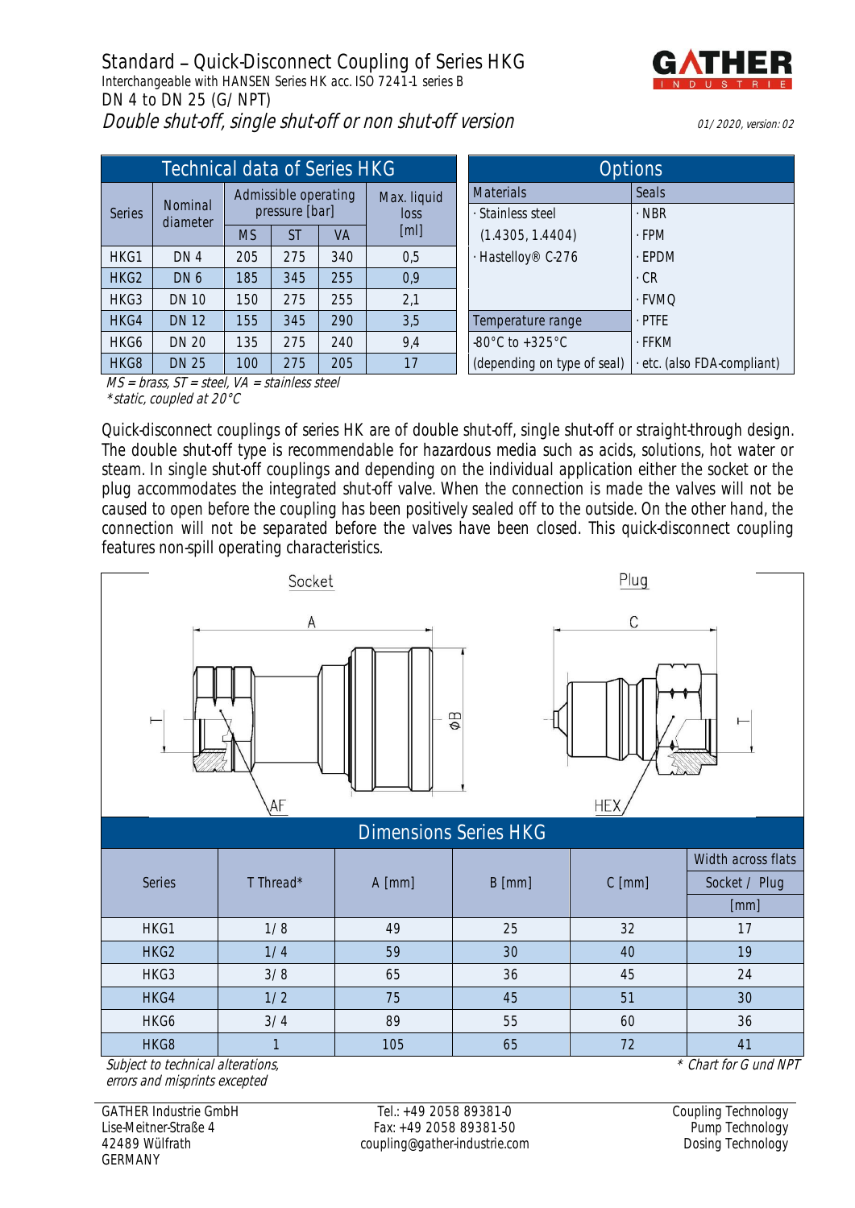# Standard – Quick-Disconnect Coupling of Series HKG

Interchangeable with HANSEN Series HK acc. ISO 7241-1 series B

DN 4 to DN 25 (G/ NPT)

*Double shut-off, single shut-off or non shut-off version*

GATHER INDUSTRIE

*01/ 2020, version: 02*

## Technical data of Series HKG

| Series | Nominal diameter | Admissible operating pressure [bar] | | | Max. liquid loss [ml] |
|---|---|---|---|---|---|
| | | MS | ST | VA | |
| HKG1 | DN 4 | 205 | 275 | 340 | 0,5 |
| HKG2 | DN 6 | 185 | 345 | 255 | 0,9 |
| HKG3 | DN 10 | 150 | 275 | 255 | 2,1 |
| HKG4 | DN 12 | 155 | 345 | 290 | 3,5 |
| HKG6 | DN 20 | 135 | 275 | 240 | 9,4 |
| HKG8 | DN 25 | 100 | 275 | 205 | 17 |

*MS = brass, ST = steel, VA = stainless steel*
*\*static, coupled at 20°C*

## Options

| Materials | Seals |
|---|---|
| · Stainless steel (1.4305, 1.4404) | · NBR |
| · Hastelloy® C-276 | · FPM |
| | · EPDM |
| | · CR |
| | · FVMQ |
| **Temperature range** | · PTFE |
| -80°C to +325°C | · FFKM |
| (depending on type of seal) | · etc. (also FDA-compliant) |

Quick-disconnect couplings of series HK are of double shut-off, single shut-off or straight-through design. The double shut-off type is recommendable for hazardous media such as acids, solutions, hot water or steam. In single shut-off couplings and depending on the individual application either the socket or the plug accommodates the integrated shut-off valve. When the connection is made the valves will not be caused to open before the coupling has been positively sealed off to the outside. On the other hand, the connection will not be separated before the valves have been closed. This quick-disconnect coupling features non-spill operating characteristics.

Socket — A, ØB, T, AF

Plug — C, T, HEX

## Dimensions Series HKG

| Series | T Thread* | A [mm] | B [mm] | C [mm] | Width across flats Socket / Plug [mm] |
|---|---|---|---|---|---|
| HKG1 | 1/ 8 | 49 | 25 | 32 | 17 |
| HKG2 | 1/ 4 | 59 | 30 | 40 | 19 |
| HKG3 | 3/ 8 | 65 | 36 | 45 | 24 |
| HKG4 | 1/ 2 | 75 | 45 | 51 | 30 |
| HKG6 | 3/ 4 | 89 | 55 | 60 | 36 |
| HKG8 | 1 | 105 | 65 | 72 | 41 |

*Subject to technical alterations, errors and misprints excepted*

*\* Chart for G und NPT*

GATHER Industrie GmbH
Lise-Meitner-Straße 4
42489 Wülfrath
GERMANY

Tel.: +49 2058 89381-0
Fax: +49 2058 89381-50
coupling@gather-industrie.com

Coupling Technology
Pump Technology
Dosing Technology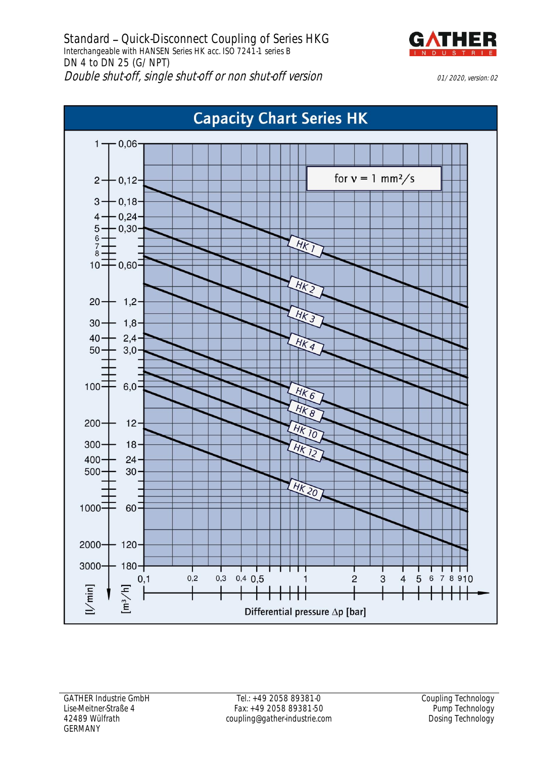# Standard – Quick-Disconnect Coupling of Series HKG

Interchangeable with HANSEN Series HK acc. ISO 7241-1 series B

DN 4 to DN 25 (G/ NPT)

*Double shut-off, single shut-off or non shut-off version*

*01/ 2020, version: 02*

## Capacity Chart Series HK

for ν = 1 mm²/s

[l/min]: 1, 2, 3, 4, 5, 6, 7, 8, 10, 20, 30, 40, 50, 100, 200, 300, 400, 500, 1000, 2000, 3000

[m³/h]: 0,06, 0,12, 0,18, 0,24, 0,30, 0,60, 1,2, 1,8, 2,4, 3,0, 6,0, 12, 18, 24, 30, 60, 120, 180

HK 1, HK 2, HK 3, HK 4, HK 6, HK 8, HK 10, HK 12, HK 20

0,1, 0,2, 0,3, 0,4, 0,5, 1, 2, 3, 4, 5, 6, 7, 8, 9, 10

Differential pressure Δp [bar]

GATHER Industrie GmbH
Lise-Meitner-Straße 4
42489 Wülfrath
GERMANY

Tel.: +49 2058 89381-0
Fax: +49 2058 89381-50
coupling@gather-industrie.com

Coupling Technology
Pump Technology
Dosing Technology